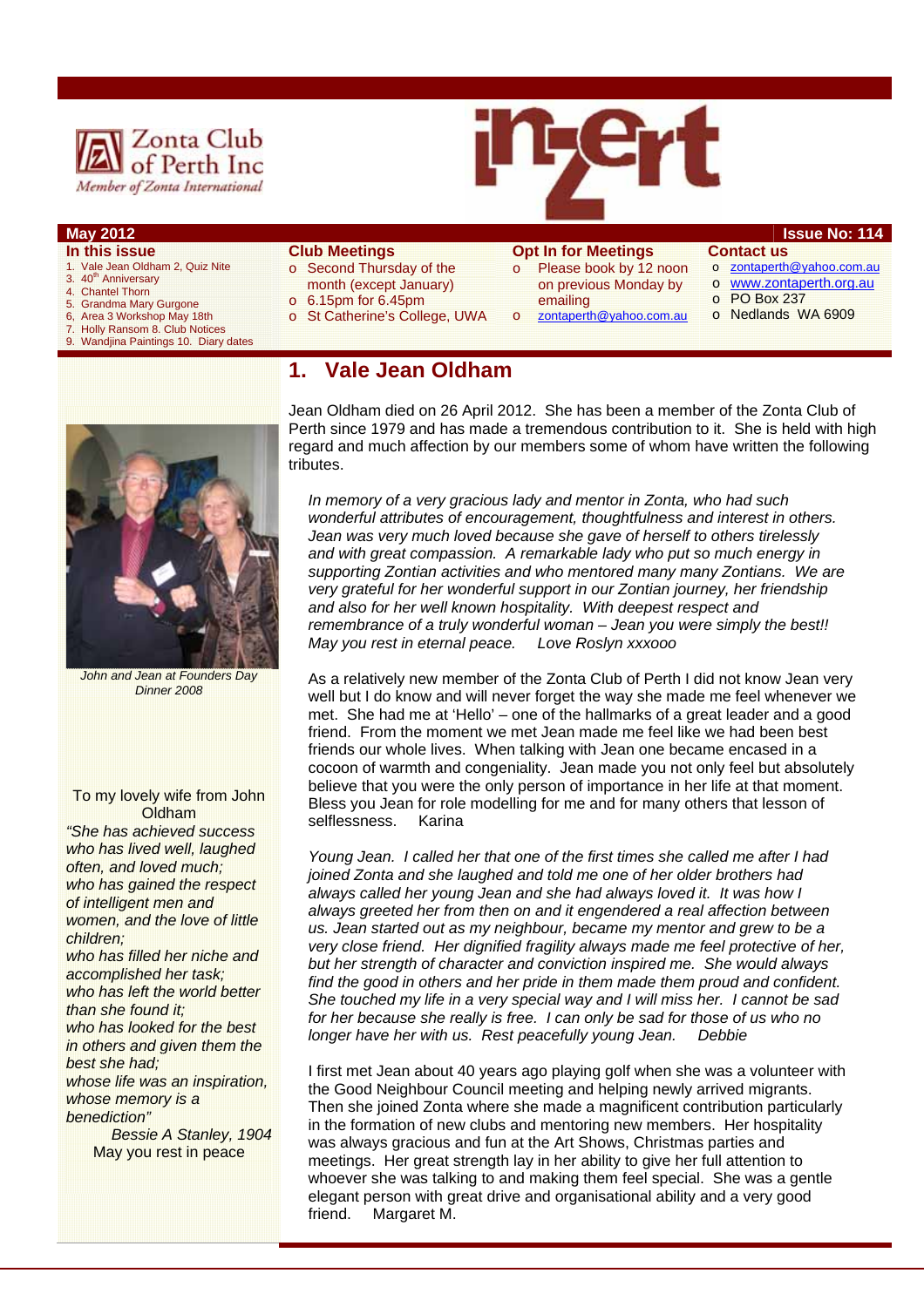Zonta Club of Perth Inc
*Member of Zonta International*

# inzert

**May 2012** | **Issue No: 114**

**In this issue**

1. Vale Jean Oldham 2, Quiz Nite
3. 40th Anniversary
4. Chantel Thorn
5. Grandma Mary Gurgone
6. Area 3 Workshop May 18th
7. Holly Ransom 8. Club Notices
9. Wandjina Paintings 10. Diary dates

**Club Meetings**

- Second Thursday of the month (except January)
- 6.15pm for 6.45pm
- St Catherine's College, UWA

**Opt In for Meetings**

- Please book by 12 noon on previous Monday by emailing
- zontaperth@yahoo.com.au

**Contact us**

- zontaperth@yahoo.com.au
- www.zontaperth.org.au
- PO Box 237
- Nedlands WA 6909

## 1. Vale Jean Oldham

*John and Jean at Founders Day Dinner 2008*

Jean Oldham died on 26 April 2012. She has been a member of the Zonta Club of Perth since 1979 and has made a tremendous contribution to it. She is held with high regard and much affection by our members some of whom have written the following tributes.

*In memory of a very gracious lady and mentor in Zonta, who had such wonderful attributes of encouragement, thoughtfulness and interest in others. Jean was very much loved because she gave of herself to others tirelessly and with great compassion. A remarkable lady who put so much energy in supporting Zontian activities and who mentored many many Zontians. We are very grateful for her wonderful support in our Zontian journey, her friendship and also for her well known hospitality. With deepest respect and remembrance of a truly wonderful woman – Jean you were simply the best!! May you rest in eternal peace. Love Roslyn xxxooo*

As a relatively new member of the Zonta Club of Perth I did not know Jean very well but I do know and will never forget the way she made me feel whenever we met. She had me at 'Hello' – one of the hallmarks of a great leader and a good friend. From the moment we met Jean made me feel like we had been best friends our whole lives. When talking with Jean one became encased in a cocoon of warmth and congeniality. Jean made you not only feel but absolutely believe that you were the only person of importance in her life at that moment. Bless you Jean for role modelling for me and for many others that lesson of selflessness. Karina

*Young Jean. I called her that one of the first times she called me after I had joined Zonta and she laughed and told me one of her older brothers had always called her young Jean and she had always loved it. It was how I always greeted her from then on and it engendered a real affection between us. Jean started out as my neighbour, became my mentor and grew to be a very close friend. Her dignified fragility always made me feel protective of her, but her strength of character and conviction inspired me. She would always find the good in others and her pride in them made them proud and confident. She touched my life in a very special way and I will miss her. I cannot be sad for her because she really is free. I can only be sad for those of us who no longer have her with us. Rest peacefully young Jean. Debbie*

I first met Jean about 40 years ago playing golf when she was a volunteer with the Good Neighbour Council meeting and helping newly arrived migrants. Then she joined Zonta where she made a magnificent contribution particularly in the formation of new clubs and mentoring new members. Her hospitality was always gracious and fun at the Art Shows, Christmas parties and meetings. Her great strength lay in her ability to give her full attention to whoever she was talking to and making them feel special. She was a gentle elegant person with great drive and organisational ability and a very good friend. Margaret M.

To my lovely wife from John Oldham

*"She has achieved success who has lived well, laughed often, and loved much; who has gained the respect of intelligent men and women, and the love of little children; who has filled her niche and accomplished her task; who has left the world better than she found it; who has looked for the best in others and given them the best she had; whose life was an inspiration, whose memory is a benediction"*

*Bessie A Stanley, 1904*

May you rest in peace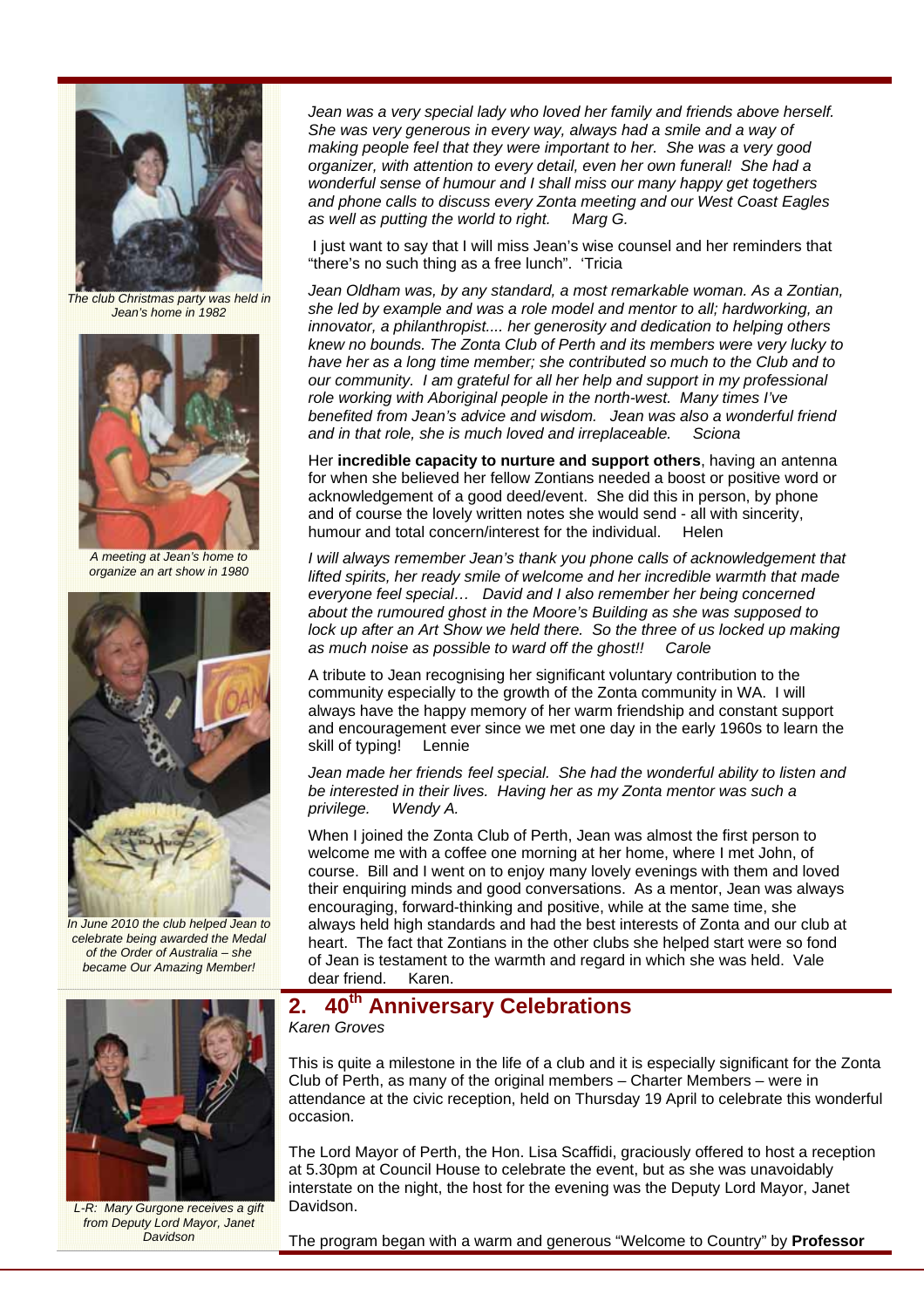The club Christmas party was held in Jean's home in 1982

A meeting at Jean's home to organize an art show in 1980

In June 2010 the club helped Jean to celebrate being awarded the Medal of the Order of Australia – she became Our Amazing Member!

*Jean was a very special lady who loved her family and friends above herself. She was very generous in every way, always had a smile and a way of making people feel that they were important to her. She was a very good organizer, with attention to every detail, even her own funeral! She had a wonderful sense of humour and I shall miss our many happy get togethers and phone calls to discuss every Zonta meeting and our West Coast Eagles as well as putting the world to right. Marg G.*

I just want to say that I will miss Jean's wise counsel and her reminders that "there's no such thing as a free lunch". 'Tricia

*Jean Oldham was, by any standard, a most remarkable woman. As a Zontian, she led by example and was a role model and mentor to all; hardworking, an innovator, a philanthropist.... her generosity and dedication to helping others knew no bounds. The Zonta Club of Perth and its members were very lucky to have her as a long time member; she contributed so much to the Club and to our community. I am grateful for all her help and support in my professional role working with Aboriginal people in the north-west. Many times I've benefited from Jean's advice and wisdom. Jean was also a wonderful friend and in that role, she is much loved and irreplaceable. Sciona*

Her **incredible capacity to nurture and support others**, having an antenna for when she believed her fellow Zontians needed a boost or positive word or acknowledgement of a good deed/event. She did this in person, by phone and of course the lovely written notes she would send - all with sincerity, humour and total concern/interest for the individual. Helen

*I will always remember Jean's thank you phone calls of acknowledgement that lifted spirits, her ready smile of welcome and her incredible warmth that made everyone feel special… David and I also remember her being concerned about the rumoured ghost in the Moore's Building as she was supposed to lock up after an Art Show we held there. So the three of us locked up making as much noise as possible to ward off the ghost!! Carole*

A tribute to Jean recognising her significant voluntary contribution to the community especially to the growth of the Zonta community in WA. I will always have the happy memory of her warm friendship and constant support and encouragement ever since we met one day in the early 1960s to learn the skill of typing! Lennie

*Jean made her friends feel special. She had the wonderful ability to listen and be interested in their lives. Having her as my Zonta mentor was such a privilege. Wendy A.*

When I joined the Zonta Club of Perth, Jean was almost the first person to welcome me with a coffee one morning at her home, where I met John, of course. Bill and I went on to enjoy many lovely evenings with them and loved their enquiring minds and good conversations. As a mentor, Jean was always encouraging, forward-thinking and positive, while at the same time, she always held high standards and had the best interests of Zonta and our club at heart. The fact that Zontians in the other clubs she helped start were so fond of Jean is testament to the warmth and regard in which she was held. Vale dear friend. Karen.

## 2. 40th Anniversary Celebrations

*Karen Groves*

L-R: Mary Gurgone receives a gift from Deputy Lord Mayor, Janet Davidson

This is quite a milestone in the life of a club and it is especially significant for the Zonta Club of Perth, as many of the original members – Charter Members – were in attendance at the civic reception, held on Thursday 19 April to celebrate this wonderful occasion.

The Lord Mayor of Perth, the Hon. Lisa Scaffidi, graciously offered to host a reception at 5.30pm at Council House to celebrate the event, but as she was unavoidably interstate on the night, the host for the evening was the Deputy Lord Mayor, Janet Davidson.

The program began with a warm and generous "Welcome to Country" by **Professor**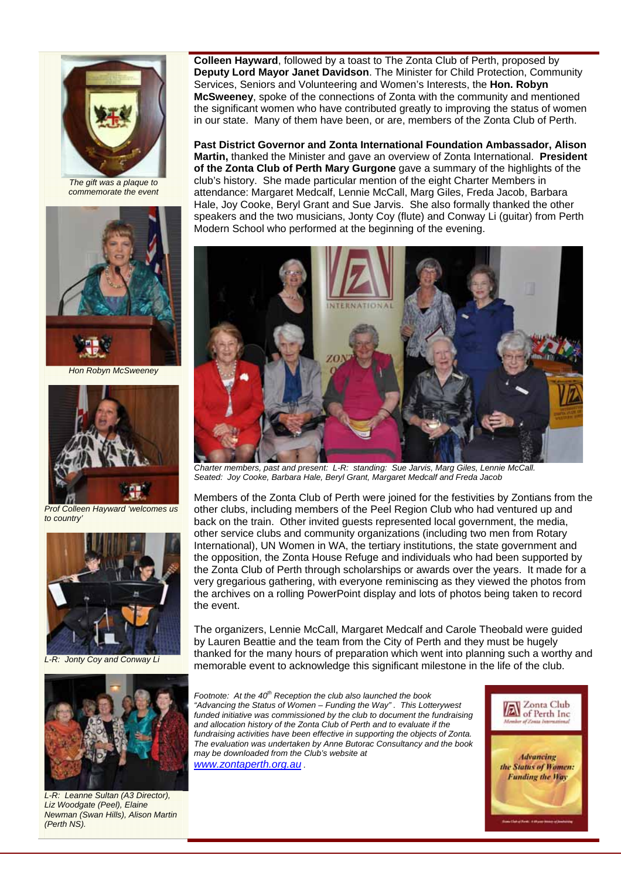**Colleen Hayward**, followed by a toast to The Zonta Club of Perth, proposed by **Deputy Lord Mayor Janet Davidson**. The Minister for Child Protection, Community Services, Seniors and Volunteering and Women's Interests, the **Hon. Robyn McSweeney**, spoke of the connections of Zonta with the community and mentioned the significant women who have contributed greatly to improving the status of women in our state. Many of them have been, or are, members of the Zonta Club of Perth.

**Past District Governor and Zonta International Foundation Ambassador, Alison Martin,** thanked the Minister and gave an overview of Zonta International. **President of the Zonta Club of Perth Mary Gurgone** gave a summary of the highlights of the club's history. She made particular mention of the eight Charter Members in attendance: Margaret Medcalf, Lennie McCall, Marg Giles, Freda Jacob, Barbara Hale, Joy Cooke, Beryl Grant and Sue Jarvis. She also formally thanked the other speakers and the two musicians, Jonty Coy (flute) and Conway Li (guitar) from Perth Modern School who performed at the beginning of the evening.

*Charter members, past and present: L-R: standing: Sue Jarvis, Marg Giles, Lennie McCall. Seated: Joy Cooke, Barbara Hale, Beryl Grant, Margaret Medcalf and Freda Jacob*

Members of the Zonta Club of Perth were joined for the festivities by Zontians from the other clubs, including members of the Peel Region Club who had ventured up and back on the train. Other invited guests represented local government, the media, other service clubs and community organizations (including two men from Rotary International), UN Women in WA, the tertiary institutions, the state government and the opposition, the Zonta House Refuge and individuals who had been supported by the Zonta Club of Perth through scholarships or awards over the years. It made for a very gregarious gathering, with everyone reminiscing as they viewed the photos from the archives on a rolling PowerPoint display and lots of photos being taken to record the event.

The organizers, Lennie McCall, Margaret Medcalf and Carole Theobald were guided by Lauren Beattie and the team from the City of Perth and they must be hugely thanked for the many hours of preparation which went into planning such a worthy and memorable event to acknowledge this significant milestone in the life of the club.

*Footnote: At the 40th Reception the club also launched the book "Advancing the Status of Women – Funding the Way". This Lotterywest funded initiative was commissioned by the club to document the fundraising and allocation history of the Zonta Club of Perth and to evaluate if the fundraising activities have been effective in supporting the objects of Zonta. The evaluation was undertaken by Anne Butorac Consultancy and the book may be downloaded from the Club's website at* [www.zontaperth.org.au](www.zontaperth.org.au) *.*

*The gift was a plaque to commemorate the event*

*Hon Robyn McSweeney*

*Prof Colleen Hayward 'welcomes us to country'*

*L-R: Jonty Coy and Conway Li*

*L-R: Leanne Sultan (A3 Director), Liz Woodgate (Peel), Elaine Newman (Swan Hills), Alison Martin (Perth NS).*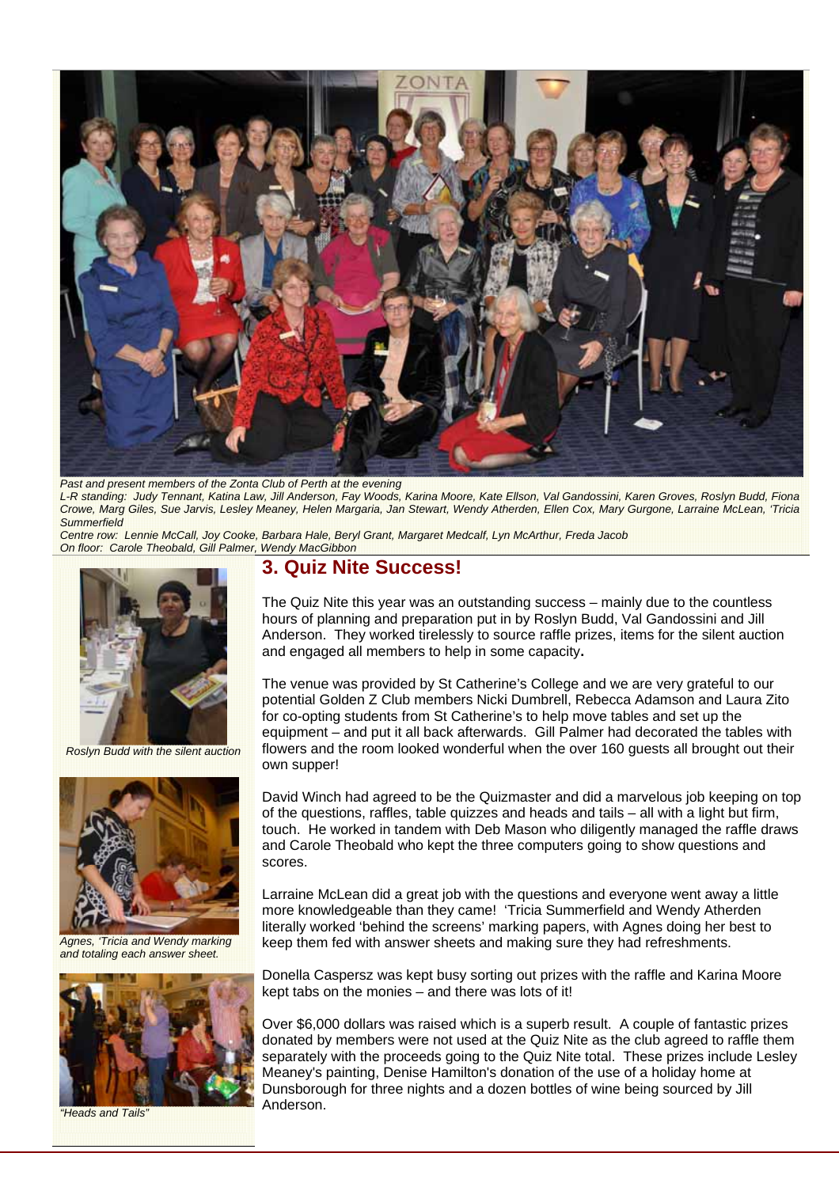*Past and present members of the Zonta Club of Perth at the evening*
*L-R standing: Judy Tennant, Katina Law, Jill Anderson, Fay Woods, Karina Moore, Kate Ellson, Val Gandossini, Karen Groves, Roslyn Budd, Fiona Crowe, Marg Giles, Sue Jarvis, Lesley Meaney, Helen Margaria, Jan Stewart, Wendy Atherden, Ellen Cox, Mary Gurgone, Larraine McLean, 'Tricia Summerfield*
*Centre row: Lennie McCall, Joy Cooke, Barbara Hale, Beryl Grant, Margaret Medcalf, Lyn McArthur, Freda Jacob*
*On floor: Carole Theobald, Gill Palmer, Wendy MacGibbon*

## 3. Quiz Nite Success!

The Quiz Nite this year was an outstanding success – mainly due to the countless hours of planning and preparation put in by Roslyn Budd, Val Gandossini and Jill Anderson. They worked tirelessly to source raffle prizes, items for the silent auction and engaged all members to help in some capacity**.**

The venue was provided by St Catherine's College and we are very grateful to our potential Golden Z Club members Nicki Dumbrell, Rebecca Adamson and Laura Zito for co-opting students from St Catherine's to help move tables and set up the equipment – and put it all back afterwards. Gill Palmer had decorated the tables with flowers and the room looked wonderful when the over 160 guests all brought out their own supper!

David Winch had agreed to be the Quizmaster and did a marvelous job keeping on top of the questions, raffles, table quizzes and heads and tails – all with a light but firm, touch. He worked in tandem with Deb Mason who diligently managed the raffle draws and Carole Theobald who kept the three computers going to show questions and scores.

Larraine McLean did a great job with the questions and everyone went away a little more knowledgeable than they came! 'Tricia Summerfield and Wendy Atherden literally worked 'behind the screens' marking papers, with Agnes doing her best to keep them fed with answer sheets and making sure they had refreshments.

Donella Caspersz was kept busy sorting out prizes with the raffle and Karina Moore kept tabs on the monies – and there was lots of it!

Over $6,000 dollars was raised which is a superb result. A couple of fantastic prizes donated by members were not used at the Quiz Nite as the club agreed to raffle them separately with the proceeds going to the Quiz Nite total. These prizes include Lesley Meaney's painting, Denise Hamilton's donation of the use of a holiday home at Dunsborough for three nights and a dozen bottles of wine being sourced by Jill Anderson.

*Roslyn Budd with the silent auction*

*Agnes, 'Tricia and Wendy marking and totaling each answer sheet.*

*"Heads and Tails"*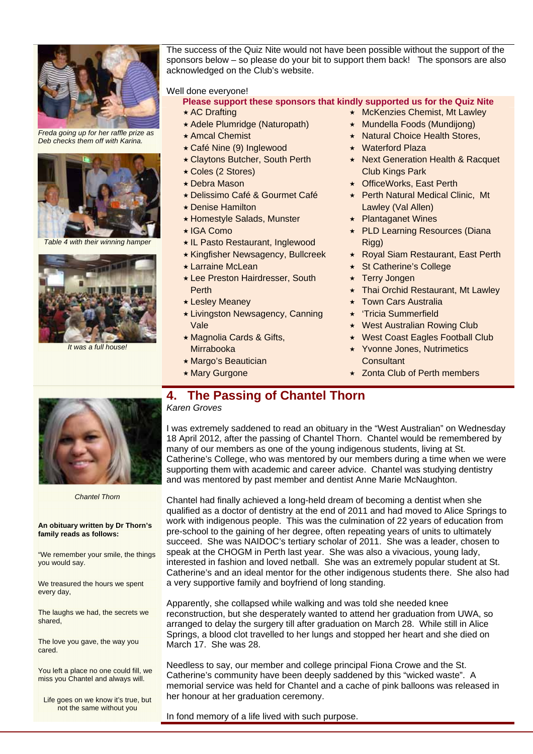Freda going up for her raffle prize as Deb checks them off with Karina.

Table 4 with their winning hamper

It was a full house!

The success of the Quiz Nite would not have been possible without the support of the sponsors below – so please do your bit to support them back! The sponsors are also acknowledged on the Club's website.

Well done everyone!

**Please support these sponsors that kindly supported us for the Quiz Nite**

- AC Drafting
- Adele Plumridge (Naturopath)
- Amcal Chemist
- Café Nine (9) Inglewood
- Claytons Butcher, South Perth
- Coles (2 Stores)
- Debra Mason
- Delissimo Café & Gourmet Café
- Denise Hamilton
- Homestyle Salads, Munster
- IGA Como
- IL Pasto Restaurant, Inglewood
- Kingfisher Newsagency, Bullcreek
- Larraine McLean
- Lee Preston Hairdresser, South Perth
- Lesley Meaney
- Livingston Newsagency, Canning Vale
- Magnolia Cards & Gifts, Mirrabooka
- Margo's Beautician
- Mary Gurgone
- McKenzies Chemist, Mt Lawley
- Mundella Foods (Mundijong)
- Natural Choice Health Stores,
- Waterford Plaza
- Next Generation Health & Racquet Club Kings Park
- OfficeWorks, East Perth
- Perth Natural Medical Clinic, Mt Lawley (Val Allen)
- Plantaganet Wines
- PLD Learning Resources (Diana Rigg)
- Royal Siam Restaurant, East Perth
- St Catherine's College
- Terry Jongen
- Thai Orchid Restaurant, Mt Lawley
- Town Cars Australia
- 'Tricia Summerfield
- West Australian Rowing Club
- West Coast Eagles Football Club
- Yvonne Jones, Nutrimetics Consultant
- Zonta Club of Perth members

## 4. The Passing of Chantel Thorn

*Karen Groves*

Chantel Thorn

I was extremely saddened to read an obituary in the "West Australian" on Wednesday 18 April 2012, after the passing of Chantel Thorn. Chantel would be remembered by many of our members as one of the young indigenous students, living at St. Catherine's College, who was mentored by our members during a time when we were supporting them with academic and career advice. Chantel was studying dentistry and was mentored by past member and dentist Anne Marie McNaughton.

Chantel had finally achieved a long-held dream of becoming a dentist when she qualified as a doctor of dentistry at the end of 2011 and had moved to Alice Springs to work with indigenous people. This was the culmination of 22 years of education from pre-school to the gaining of her degree, often repeating years of units to ultimately succeed. She was NAIDOC's tertiary scholar of 2011. She was a leader, chosen to speak at the CHOGM in Perth last year. She was also a vivacious, young lady, interested in fashion and loved netball. She was an extremely popular student at St. Catherine's and an ideal mentor for the other indigenous students there. She also had a very supportive family and boyfriend of long standing.

Apparently, she collapsed while walking and was told she needed knee reconstruction, but she desperately wanted to attend her graduation from UWA, so arranged to delay the surgery till after graduation on March 28. While still in Alice Springs, a blood clot travelled to her lungs and stopped her heart and she died on March 17. She was 28.

Needless to say, our member and college principal Fiona Crowe and the St. Catherine's community have been deeply saddened by this "wicked waste". A memorial service was held for Chantel and a cache of pink balloons was released in her honour at her graduation ceremony.

In fond memory of a life lived with such purpose.

**An obituary written by Dr Thorn's family reads as follows:**

"We remember your smile, the things you would say.

We treasured the hours we spent every day,

The laughs we had, the secrets we shared,

The love you gave, the way you cared.

You left a place no one could fill, we miss you Chantel and always will.

Life goes on we know it's true, but not the same without you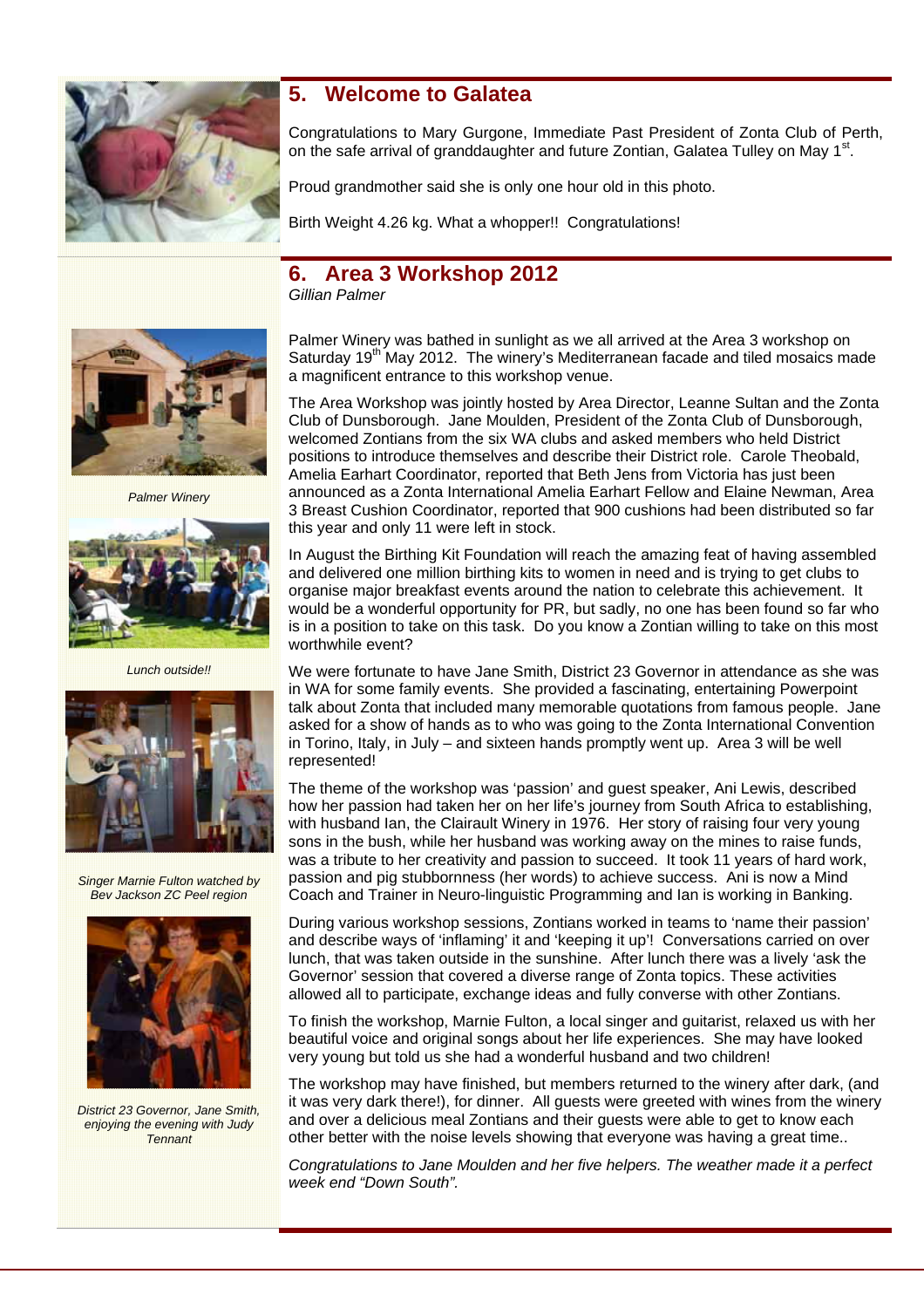## 5. Welcome to Galatea

Congratulations to Mary Gurgone, Immediate Past President of Zonta Club of Perth, on the safe arrival of granddaughter and future Zontian, Galatea Tulley on May 1st.

Proud grandmother said she is only one hour old in this photo.

Birth Weight 4.26 kg. What a whopper!! Congratulations!

## 6. Area 3 Workshop 2012

*Gillian Palmer*

Palmer Winery was bathed in sunlight as we all arrived at the Area 3 workshop on Saturday 19th May 2012. The winery's Mediterranean facade and tiled mosaics made a magnificent entrance to this workshop venue.

The Area Workshop was jointly hosted by Area Director, Leanne Sultan and the Zonta Club of Dunsborough. Jane Moulden, President of the Zonta Club of Dunsborough, welcomed Zontians from the six WA clubs and asked members who held District positions to introduce themselves and describe their District role. Carole Theobald, Amelia Earhart Coordinator, reported that Beth Jens from Victoria has just been announced as a Zonta International Amelia Earhart Fellow and Elaine Newman, Area 3 Breast Cushion Coordinator, reported that 900 cushions had been distributed so far this year and only 11 were left in stock.

In August the Birthing Kit Foundation will reach the amazing feat of having assembled and delivered one million birthing kits to women in need and is trying to get clubs to organise major breakfast events around the nation to celebrate this achievement. It would be a wonderful opportunity for PR, but sadly, no one has been found so far who is in a position to take on this task. Do you know a Zontian willing to take on this most worthwhile event?

We were fortunate to have Jane Smith, District 23 Governor in attendance as she was in WA for some family events. She provided a fascinating, entertaining Powerpoint talk about Zonta that included many memorable quotations from famous people. Jane asked for a show of hands as to who was going to the Zonta International Convention in Torino, Italy, in July – and sixteen hands promptly went up. Area 3 will be well represented!

The theme of the workshop was 'passion' and guest speaker, Ani Lewis, described how her passion had taken her on her life's journey from South Africa to establishing, with husband Ian, the Clairault Winery in 1976. Her story of raising four very young sons in the bush, while her husband was working away on the mines to raise funds, was a tribute to her creativity and passion to succeed. It took 11 years of hard work, passion and pig stubbornness (her words) to achieve success. Ani is now a Mind Coach and Trainer in Neuro-linguistic Programming and Ian is working in Banking.

During various workshop sessions, Zontians worked in teams to 'name their passion' and describe ways of 'inflaming' it and 'keeping it up'! Conversations carried on over lunch, that was taken outside in the sunshine. After lunch there was a lively 'ask the Governor' session that covered a diverse range of Zonta topics. These activities allowed all to participate, exchange ideas and fully converse with other Zontians.

To finish the workshop, Marnie Fulton, a local singer and guitarist, relaxed us with her beautiful voice and original songs about her life experiences. She may have looked very young but told us she had a wonderful husband and two children!

The workshop may have finished, but members returned to the winery after dark, (and it was very dark there!), for dinner. All guests were greeted with wines from the winery and over a delicious meal Zontians and their guests were able to get to know each other better with the noise levels showing that everyone was having a great time..

*Congratulations to Jane Moulden and her five helpers. The weather made it a perfect week end "Down South".*

*Palmer Winery*

*Lunch outside!!*

*Singer Marnie Fulton watched by Bev Jackson ZC Peel region*

*District 23 Governor, Jane Smith, enjoying the evening with Judy Tennant*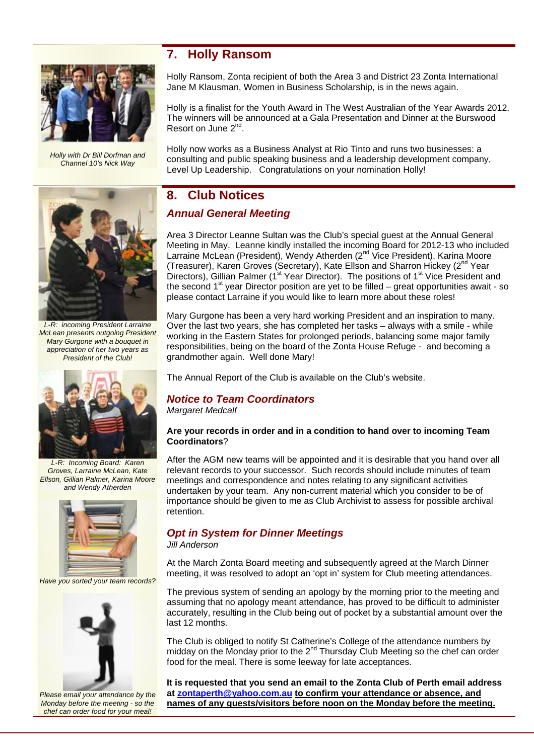## 7. Holly Ransom

*Holly with Dr Bill Dorfman and Channel 10's Nick Way*

Holly Ransom, Zonta recipient of both the Area 3 and District 23 Zonta International Jane M Klausman, Women in Business Scholarship, is in the news again.

Holly is a finalist for the Youth Award in The West Australian of the Year Awards 2012. The winners will be announced at a Gala Presentation and Dinner at the Burswood Resort on June 2nd.

Holly now works as a Business Analyst at Rio Tinto and runs two businesses: a consulting and public speaking business and a leadership development company, Level Up Leadership. Congratulations on your nomination Holly!

## 8. Club Notices

### *Annual General Meeting*

*L-R: incoming President Larraine McLean presents outgoing President Mary Gurgone with a bouquet in appreciation of her two years as President of the Club!*

*L-R: Incoming Board: Karen Groves, Larraine McLean, Kate Ellson, Gillian Palmer, Karina Moore and Wendy Atherden*

Area 3 Director Leanne Sultan was the Club's special guest at the Annual General Meeting in May. Leanne kindly installed the incoming Board for 2012-13 who included Larraine McLean (President), Wendy Atherden (2nd Vice President), Karina Moore (Treasurer), Karen Groves (Secretary), Kate Ellson and Sharron Hickey (2nd Year Directors), Gillian Palmer (1st Year Director). The positions of 1st Vice President and the second 1st year Director position are yet to be filled – great opportunities await - so please contact Larraine if you would like to learn more about these roles!

Mary Gurgone has been a very hard working President and an inspiration to many. Over the last two years, she has completed her tasks – always with a smile - while working in the Eastern States for prolonged periods, balancing some major family responsibilities, being on the board of the Zonta House Refuge - and becoming a grandmother again. Well done Mary!

The Annual Report of the Club is available on the Club's website.

### *Notice to Team Coordinators*

*Margaret Medcalf*

*Have you sorted your team records?*

**Are your records in order and in a condition to hand over to incoming Team Coordinators**?

After the AGM new teams will be appointed and it is desirable that you hand over all relevant records to your successor. Such records should include minutes of team meetings and correspondence and notes relating to any significant activities undertaken by your team. Any non-current material which you consider to be of importance should be given to me as Club Archivist to assess for possible archival retention.

### *Opt in System for Dinner Meetings*

*Jill Anderson*

*Please email your attendance by the Monday before the meeting - so the chef can order food for your meal!*

At the March Zonta Board meeting and subsequently agreed at the March Dinner meeting, it was resolved to adopt an 'opt in' system for Club meeting attendances.

The previous system of sending an apology by the morning prior to the meeting and assuming that no apology meant attendance, has proved to be difficult to administer accurately, resulting in the Club being out of pocket by a substantial amount over the last 12 months.

The Club is obliged to notify St Catherine's College of the attendance numbers by midday on the Monday prior to the 2nd Thursday Club Meeting so the chef can order food for the meal. There is some leeway for late acceptances.

**It is requested that you send an email to the Zonta Club of Perth email address at zontaperth@yahoo.com.au to confirm your attendance or absence, and names of any guests/visitors before noon on the Monday before the meeting.**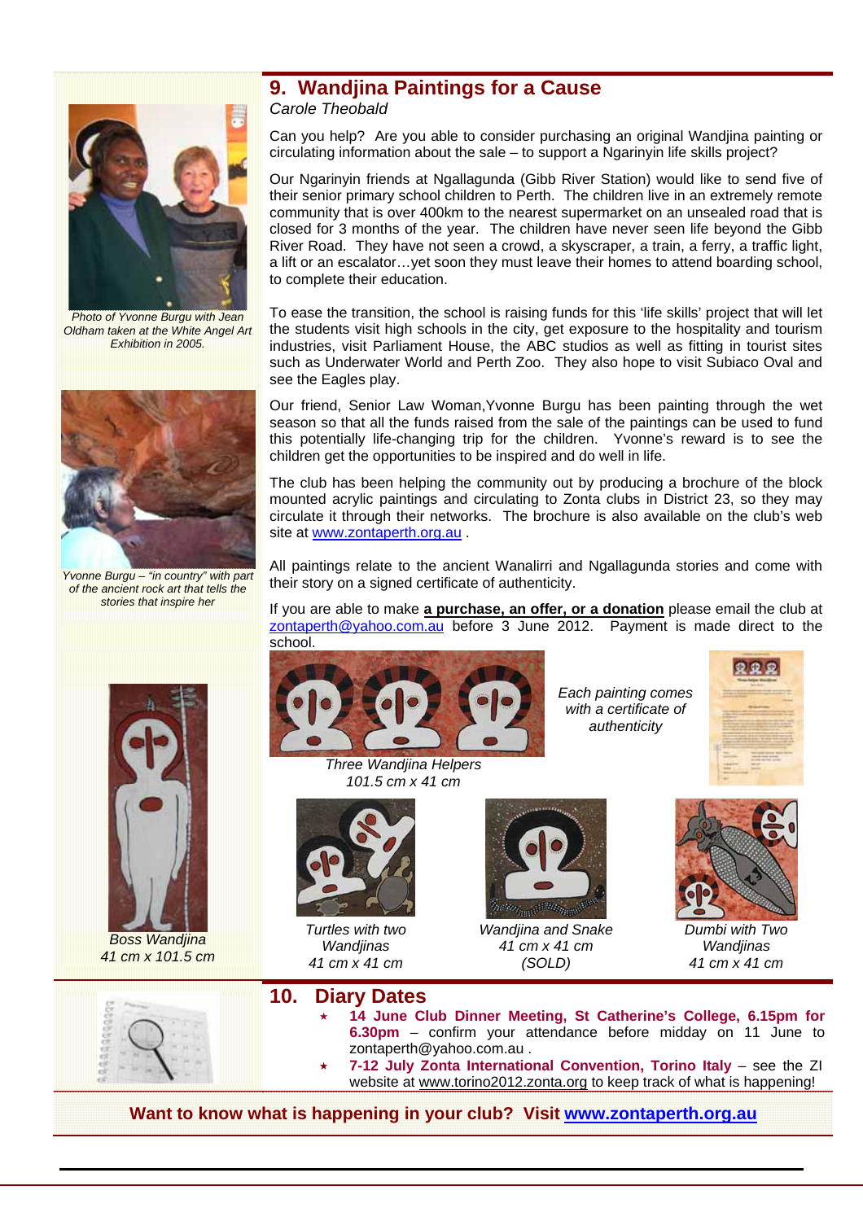## 9. Wandjina Paintings for a Cause

*Carole Theobald*

Can you help? Are you able to consider purchasing an original Wandjina painting or circulating information about the sale – to support a Ngarinyin life skills project?

Our Ngarinyin friends at Ngallagunda (Gibb River Station) would like to send five of their senior primary school children to Perth. The children live in an extremely remote community that is over 400km to the nearest supermarket on an unsealed road that is closed for 3 months of the year. The children have never seen life beyond the Gibb River Road. They have not seen a crowd, a skyscraper, a train, a ferry, a traffic light, a lift or an escalator…yet soon they must leave their homes to attend boarding school, to complete their education.

To ease the transition, the school is raising funds for this 'life skills' project that will let the students visit high schools in the city, get exposure to the hospitality and tourism industries, visit Parliament House, the ABC studios as well as fitting in tourist sites such as Underwater World and Perth Zoo. They also hope to visit Subiaco Oval and see the Eagles play.

Our friend, Senior Law Woman,Yvonne Burgu has been painting through the wet season so that all the funds raised from the sale of the paintings can be used to fund this potentially life-changing trip for the children. Yvonne's reward is to see the children get the opportunities to be inspired and do well in life.

The club has been helping the community out by producing a brochure of the block mounted acrylic paintings and circulating to Zonta clubs in District 23, so they may circulate it through their networks. The brochure is also available on the club's web site at www.zontaperth.org.au .

All paintings relate to the ancient Wanalirri and Ngallagunda stories and come with their story on a signed certificate of authenticity.

If you are able to make **a purchase, an offer, or a donation** please email the club at zontaperth@yahoo.com.au before 3 June 2012. Payment is made direct to the school.

*Photo of Yvonne Burgu with Jean Oldham taken at the White Angel Art Exhibition in 2005.*

*Yvonne Burgu – "in country" with part of the ancient rock art that tells the stories that inspire her*

*Three Wandjina Helpers*
*101.5 cm x 41 cm*

*Each painting comes with a certificate of authenticity*

*Boss Wandjina*
*41 cm x 101.5 cm*

*Turtles with two Wandjinas*
*41 cm x 41 cm*

*Wandjina and Snake*
*41 cm x 41 cm*
*(SOLD)*

*Dumbi with Two Wandjinas*
*41 cm x 41 cm*

## 10. Diary Dates

- **14 June Club Dinner Meeting, St Catherine's College, 6.15pm for 6.30pm** – confirm your attendance before midday on 11 June to zontaperth@yahoo.com.au .
- **7-12 July Zonta International Convention, Torino Italy** – see the ZI website at www.torino2012.zonta.org to keep track of what is happening!

**Want to know what is happening in your club? Visit www.zontaperth.org.au**